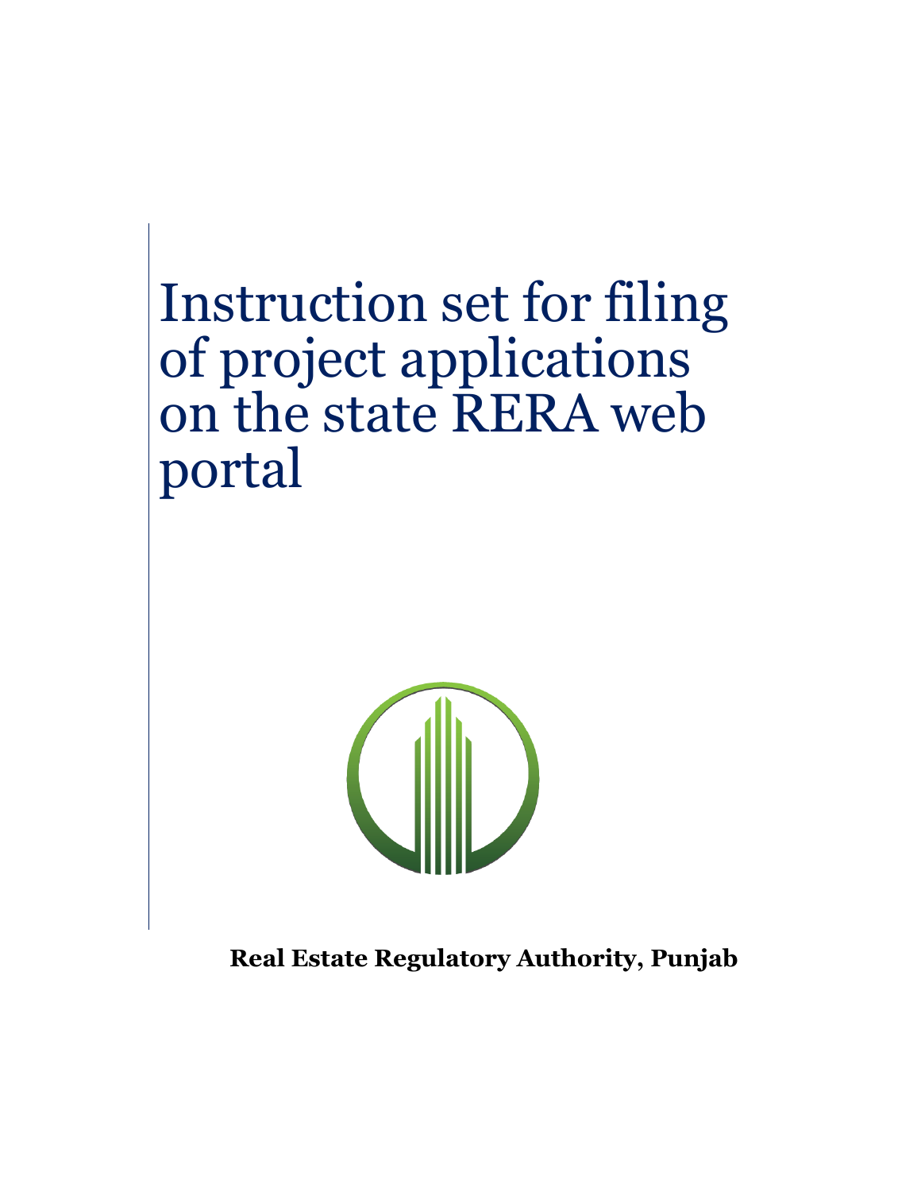# Instruction set for filing of project applications on the state RERA web portal

**Real Estate Regulatory Authority, Punjab**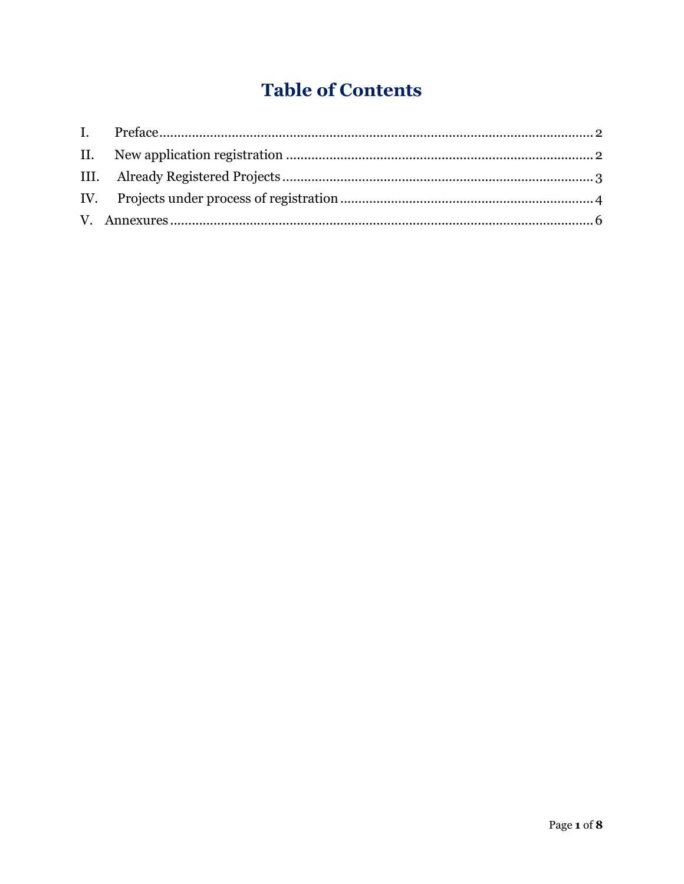# Table of Contents

I. Preface ........................................................ 2

II. New application registration ........................................................ 2

III. Already Registered Projects ........................................................ 3

IV. Projects under process of registration ........................................................ 4

V. Annexures ........................................................ 6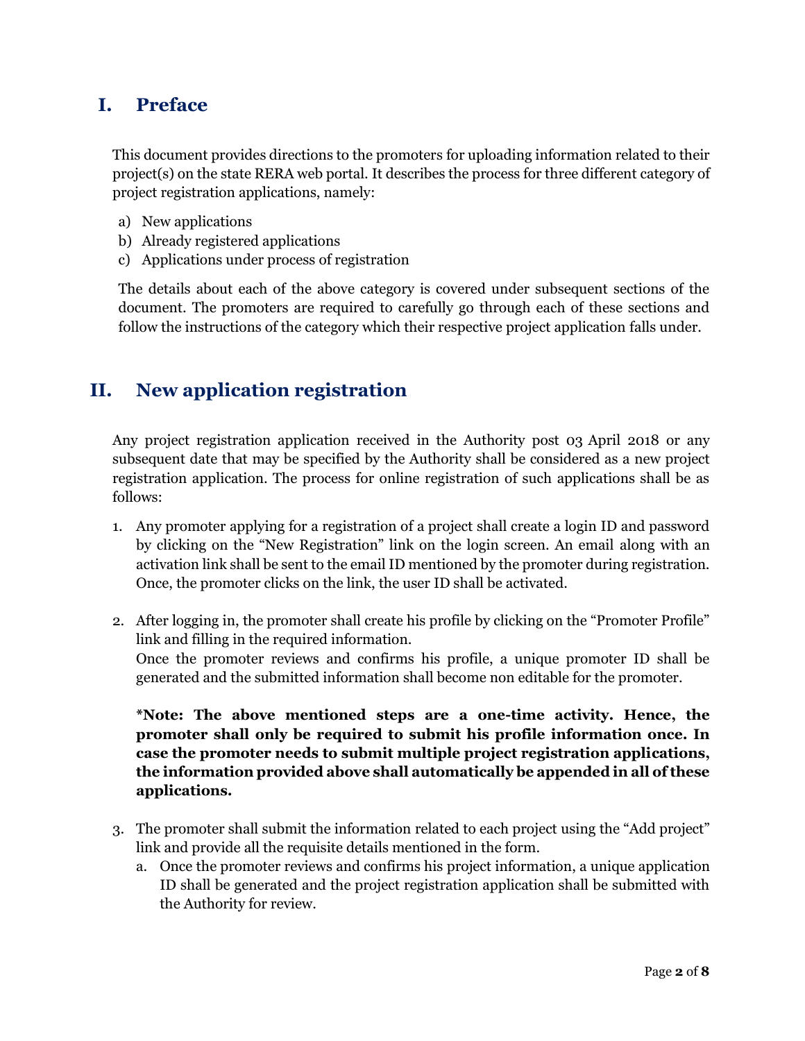# I. Preface

This document provides directions to the promoters for uploading information related to their project(s) on the state RERA web portal. It describes the process for three different category of project registration applications, namely:

a) New applications
b) Already registered applications
c) Applications under process of registration

The details about each of the above category is covered under subsequent sections of the document. The promoters are required to carefully go through each of these sections and follow the instructions of the category which their respective project application falls under.

# II. New application registration

Any project registration application received in the Authority post 03 April 2018 or any subsequent date that may be specified by the Authority shall be considered as a new project registration application. The process for online registration of such applications shall be as follows:

1. Any promoter applying for a registration of a project shall create a login ID and password by clicking on the "New Registration" link on the login screen. An email along with an activation link shall be sent to the email ID mentioned by the promoter during registration. Once, the promoter clicks on the link, the user ID shall be activated.

2. After logging in, the promoter shall create his profile by clicking on the "Promoter Profile" link and filling in the required information.
   Once the promoter reviews and confirms his profile, a unique promoter ID shall be generated and the submitted information shall become non editable for the promoter.

   **\*Note: The above mentioned steps are a one-time activity. Hence, the promoter shall only be required to submit his profile information once. In case the promoter needs to submit multiple project registration applications, the information provided above shall automatically be appended in all of these applications.**

3. The promoter shall submit the information related to each project using the "Add project" link and provide all the requisite details mentioned in the form.
   a. Once the promoter reviews and confirms his project information, a unique application ID shall be generated and the project registration application shall be submitted with the Authority for review.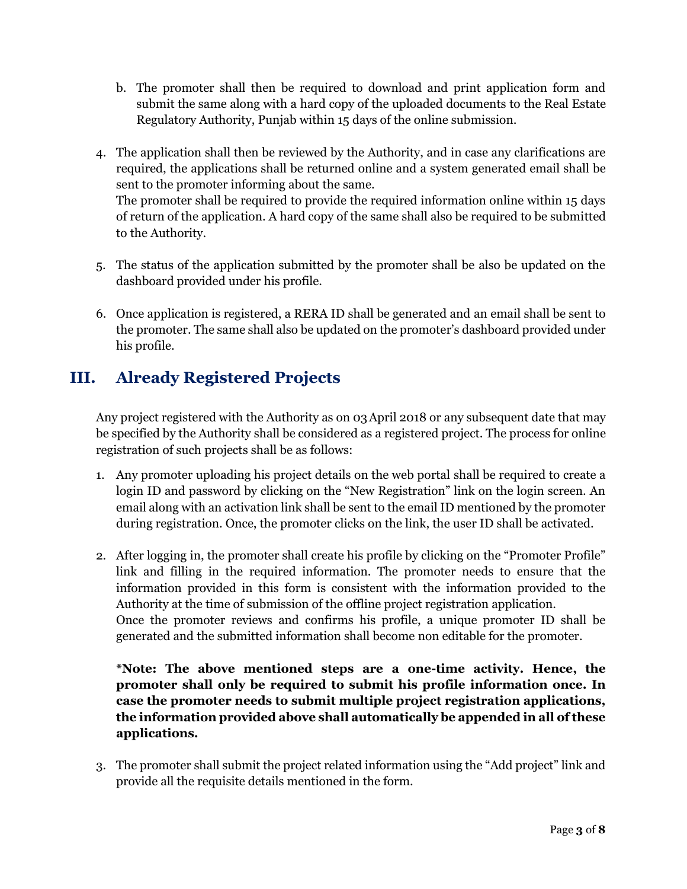b. The promoter shall then be required to download and print application form and submit the same along with a hard copy of the uploaded documents to the Real Estate Regulatory Authority, Punjab within 15 days of the online submission.

4. The application shall then be reviewed by the Authority, and in case any clarifications are required, the applications shall be returned online and a system generated email shall be sent to the promoter informing about the same.
   The promoter shall be required to provide the required information online within 15 days of return of the application. A hard copy of the same shall also be required to be submitted to the Authority.

5. The status of the application submitted by the promoter shall be also be updated on the dashboard provided under his profile.

6. Once application is registered, a RERA ID shall be generated and an email shall be sent to the promoter. The same shall also be updated on the promoter's dashboard provided under his profile.

## III. Already Registered Projects

Any project registered with the Authority as on 03 April 2018 or any subsequent date that may be specified by the Authority shall be considered as a registered project. The process for online registration of such projects shall be as follows:

1. Any promoter uploading his project details on the web portal shall be required to create a login ID and password by clicking on the "New Registration" link on the login screen. An email along with an activation link shall be sent to the email ID mentioned by the promoter during registration. Once, the promoter clicks on the link, the user ID shall be activated.

2. After logging in, the promoter shall create his profile by clicking on the "Promoter Profile" link and filling in the required information. The promoter needs to ensure that the information provided in this form is consistent with the information provided to the Authority at the time of submission of the offline project registration application.
   Once the promoter reviews and confirms his profile, a unique promoter ID shall be generated and the submitted information shall become non editable for the promoter.

   **\*Note: The above mentioned steps are a one-time activity. Hence, the promoter shall only be required to submit his profile information once. In case the promoter needs to submit multiple project registration applications, the information provided above shall automatically be appended in all of these applications.**

3. The promoter shall submit the project related information using the "Add project" link and provide all the requisite details mentioned in the form.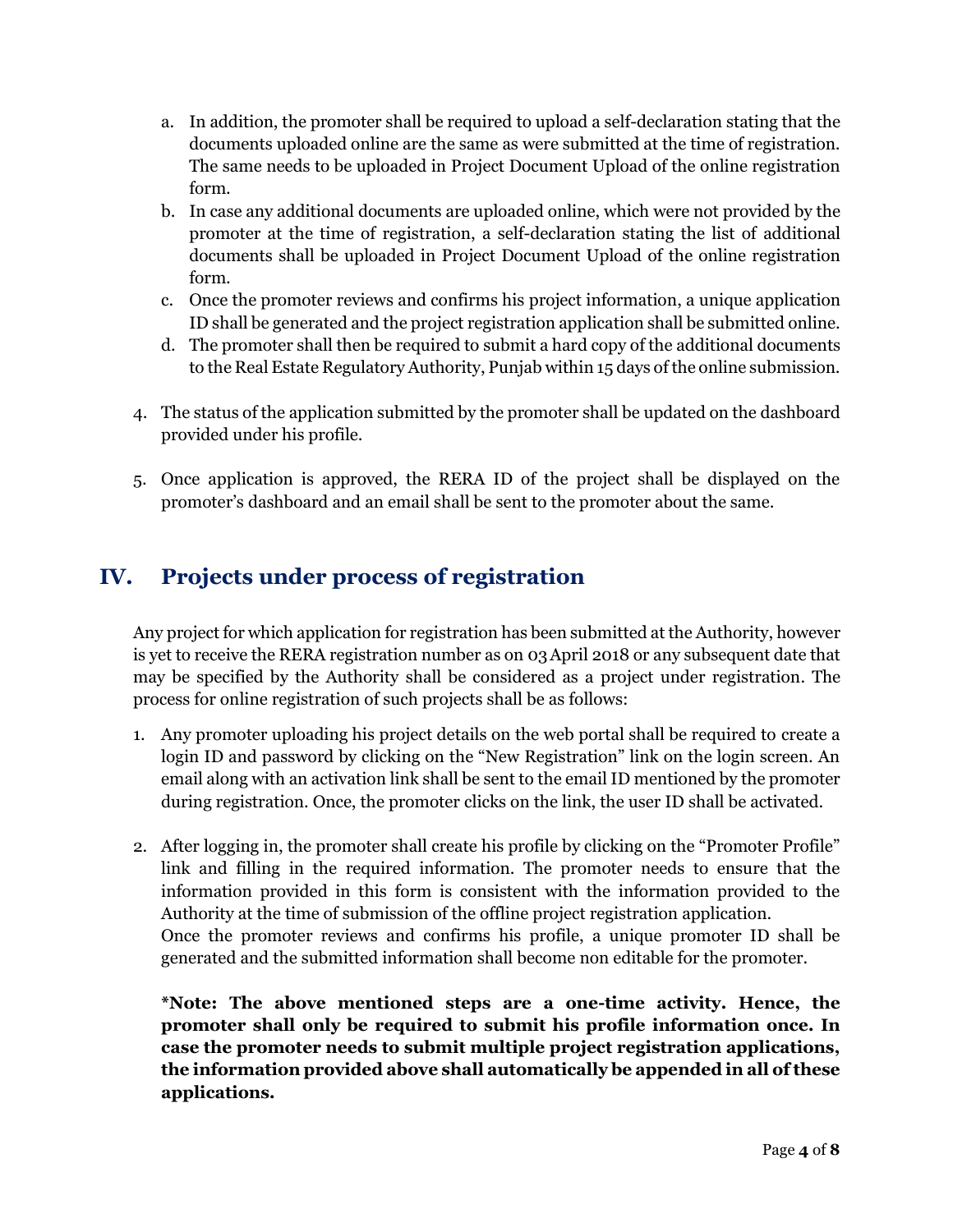a. In addition, the promoter shall be required to upload a self-declaration stating that the documents uploaded online are the same as were submitted at the time of registration. The same needs to be uploaded in Project Document Upload of the online registration form.
b. In case any additional documents are uploaded online, which were not provided by the promoter at the time of registration, a self-declaration stating the list of additional documents shall be uploaded in Project Document Upload of the online registration form.
c. Once the promoter reviews and confirms his project information, a unique application ID shall be generated and the project registration application shall be submitted online.
d. The promoter shall then be required to submit a hard copy of the additional documents to the Real Estate Regulatory Authority, Punjab within 15 days of the online submission.

4. The status of the application submitted by the promoter shall be updated on the dashboard provided under his profile.

5. Once application is approved, the RERA ID of the project shall be displayed on the promoter's dashboard and an email shall be sent to the promoter about the same.

## IV. Projects under process of registration

Any project for which application for registration has been submitted at the Authority, however is yet to receive the RERA registration number as on 03 April 2018 or any subsequent date that may be specified by the Authority shall be considered as a project under registration. The process for online registration of such projects shall be as follows:

1. Any promoter uploading his project details on the web portal shall be required to create a login ID and password by clicking on the "New Registration" link on the login screen. An email along with an activation link shall be sent to the email ID mentioned by the promoter during registration. Once, the promoter clicks on the link, the user ID shall be activated.

2. After logging in, the promoter shall create his profile by clicking on the "Promoter Profile" link and filling in the required information. The promoter needs to ensure that the information provided in this form is consistent with the information provided to the Authority at the time of submission of the offline project registration application.
   Once the promoter reviews and confirms his profile, a unique promoter ID shall be generated and the submitted information shall become non editable for the promoter.

   **\*Note: The above mentioned steps are a one-time activity. Hence, the promoter shall only be required to submit his profile information once. In case the promoter needs to submit multiple project registration applications, the information provided above shall automatically be appended in all of these applications.**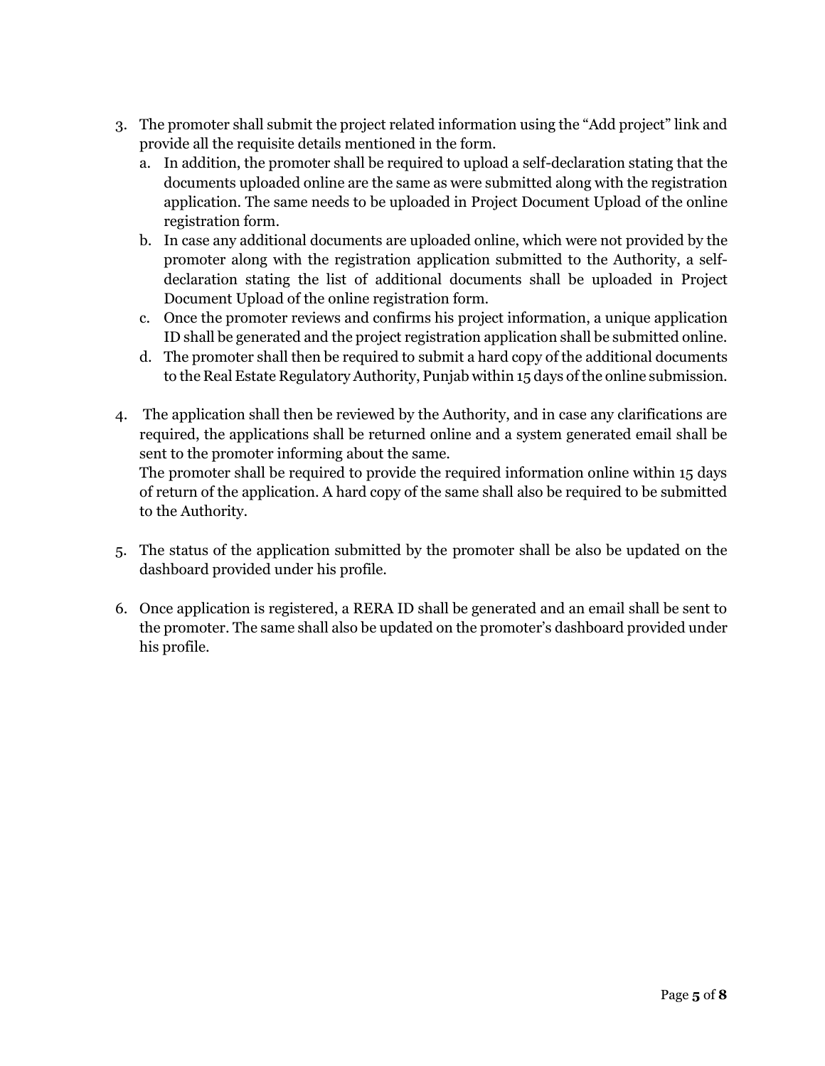3. The promoter shall submit the project related information using the "Add project" link and provide all the requisite details mentioned in the form.
   a. In addition, the promoter shall be required to upload a self-declaration stating that the documents uploaded online are the same as were submitted along with the registration application. The same needs to be uploaded in Project Document Upload of the online registration form.
   b. In case any additional documents are uploaded online, which were not provided by the promoter along with the registration application submitted to the Authority, a self-declaration stating the list of additional documents shall be uploaded in Project Document Upload of the online registration form.
   c. Once the promoter reviews and confirms his project information, a unique application ID shall be generated and the project registration application shall be submitted online.
   d. The promoter shall then be required to submit a hard copy of the additional documents to the Real Estate Regulatory Authority, Punjab within 15 days of the online submission.

4. The application shall then be reviewed by the Authority, and in case any clarifications are required, the applications shall be returned online and a system generated email shall be sent to the promoter informing about the same.
   The promoter shall be required to provide the required information online within 15 days of return of the application. A hard copy of the same shall also be required to be submitted to the Authority.

5. The status of the application submitted by the promoter shall be also be updated on the dashboard provided under his profile.

6. Once application is registered, a RERA ID shall be generated and an email shall be sent to the promoter. The same shall also be updated on the promoter's dashboard provided under his profile.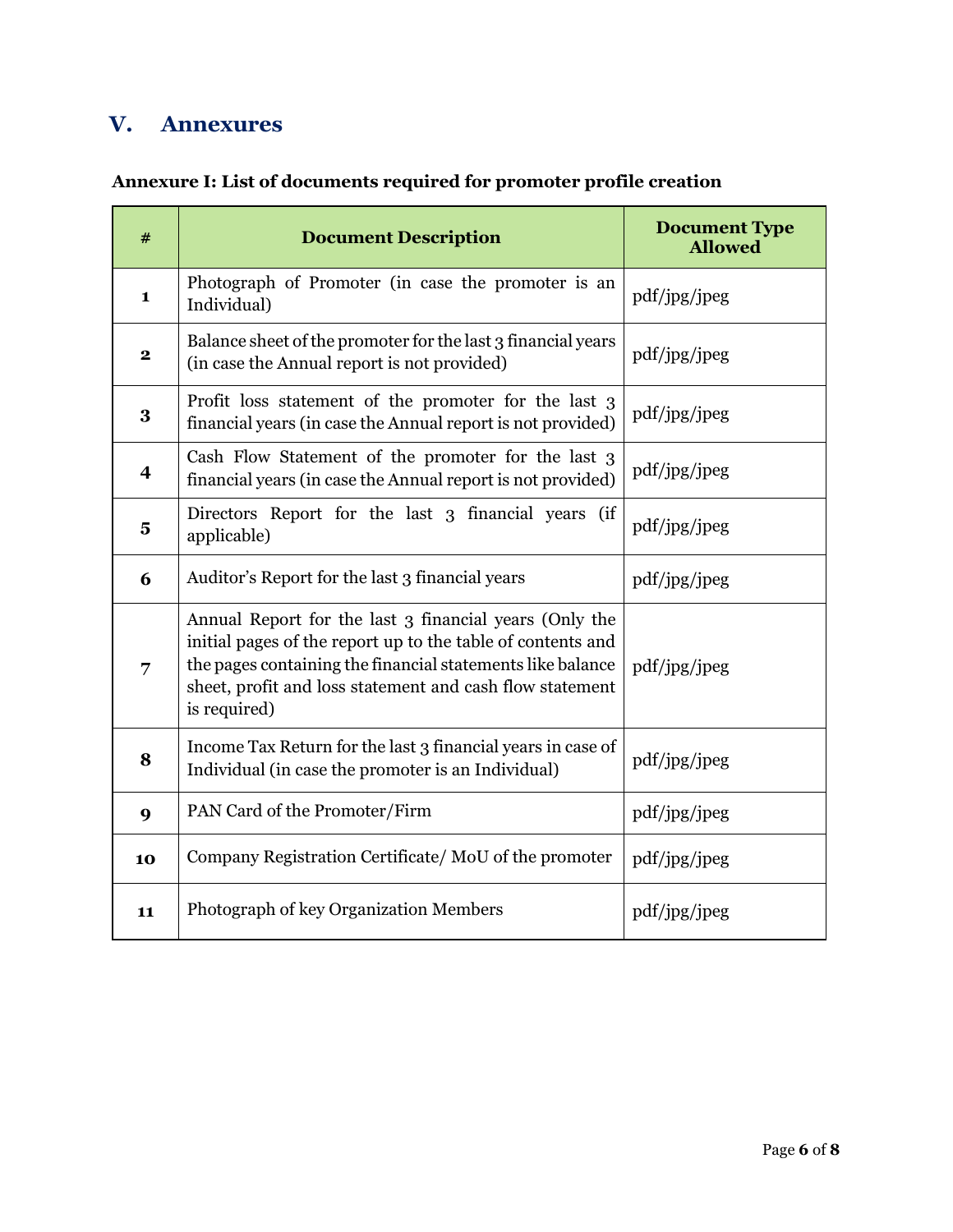## V. Annexures

**Annexure I: List of documents required for promoter profile creation**

| # | Document Description | Document Type Allowed |
|---|---|---|
| 1 | Photograph of Promoter (in case the promoter is an Individual) | pdf/jpg/jpeg |
| 2 | Balance sheet of the promoter for the last 3 financial years (in case the Annual report is not provided) | pdf/jpg/jpeg |
| 3 | Profit loss statement of the promoter for the last 3 financial years (in case the Annual report is not provided) | pdf/jpg/jpeg |
| 4 | Cash Flow Statement of the promoter for the last 3 financial years (in case the Annual report is not provided) | pdf/jpg/jpeg |
| 5 | Directors Report for the last 3 financial years (if applicable) | pdf/jpg/jpeg |
| 6 | Auditor's Report for the last 3 financial years | pdf/jpg/jpeg |
| 7 | Annual Report for the last 3 financial years (Only the initial pages of the report up to the table of contents and the pages containing the financial statements like balance sheet, profit and loss statement and cash flow statement is required) | pdf/jpg/jpeg |
| 8 | Income Tax Return for the last 3 financial years in case of Individual (in case the promoter is an Individual) | pdf/jpg/jpeg |
| 9 | PAN Card of the Promoter/Firm | pdf/jpg/jpeg |
| 10 | Company Registration Certificate/ MoU of the promoter | pdf/jpg/jpeg |
| 11 | Photograph of key Organization Members | pdf/jpg/jpeg |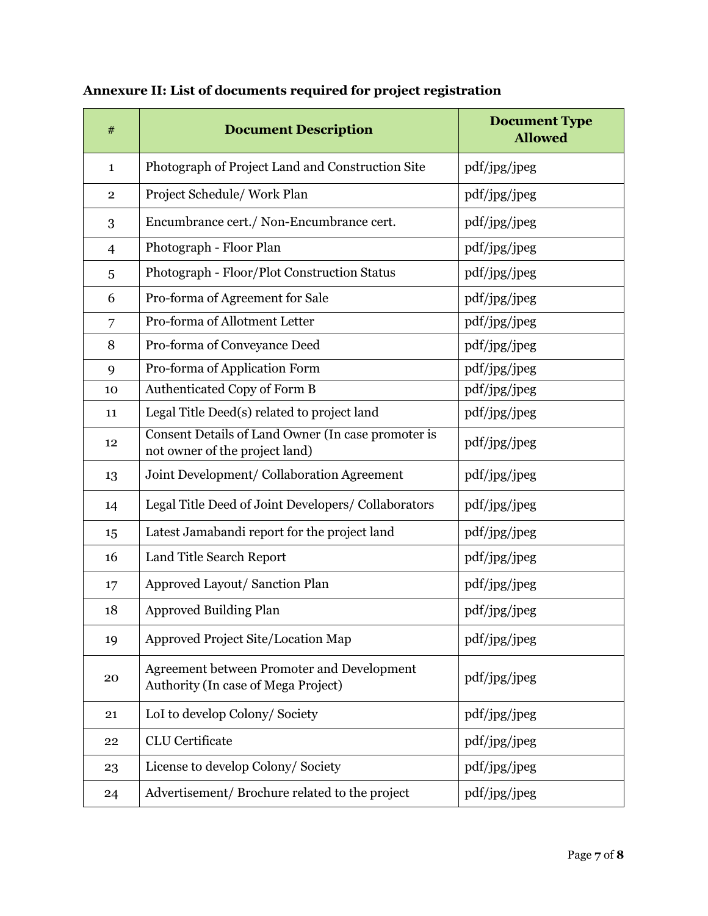**Annexure II: List of documents required for project registration**

| # | Document Description | Document Type Allowed |
|---|---|---|
| 1 | Photograph of Project Land and Construction Site | pdf/jpg/jpeg |
| 2 | Project Schedule/ Work Plan | pdf/jpg/jpeg |
| 3 | Encumbrance cert./ Non-Encumbrance cert. | pdf/jpg/jpeg |
| 4 | Photograph - Floor Plan | pdf/jpg/jpeg |
| 5 | Photograph - Floor/Plot Construction Status | pdf/jpg/jpeg |
| 6 | Pro-forma of Agreement for Sale | pdf/jpg/jpeg |
| 7 | Pro-forma of Allotment Letter | pdf/jpg/jpeg |
| 8 | Pro-forma of Conveyance Deed | pdf/jpg/jpeg |
| 9 | Pro-forma of Application Form | pdf/jpg/jpeg |
| 10 | Authenticated Copy of Form B | pdf/jpg/jpeg |
| 11 | Legal Title Deed(s) related to project land | pdf/jpg/jpeg |
| 12 | Consent Details of Land Owner (In case promoter is not owner of the project land) | pdf/jpg/jpeg |
| 13 | Joint Development/ Collaboration Agreement | pdf/jpg/jpeg |
| 14 | Legal Title Deed of Joint Developers/ Collaborators | pdf/jpg/jpeg |
| 15 | Latest Jamabandi report for the project land | pdf/jpg/jpeg |
| 16 | Land Title Search Report | pdf/jpg/jpeg |
| 17 | Approved Layout/ Sanction Plan | pdf/jpg/jpeg |
| 18 | Approved Building Plan | pdf/jpg/jpeg |
| 19 | Approved Project Site/Location Map | pdf/jpg/jpeg |
| 20 | Agreement between Promoter and Development Authority (In case of Mega Project) | pdf/jpg/jpeg |
| 21 | LoI to develop Colony/ Society | pdf/jpg/jpeg |
| 22 | CLU Certificate | pdf/jpg/jpeg |
| 23 | License to develop Colony/ Society | pdf/jpg/jpeg |
| 24 | Advertisement/ Brochure related to the project | pdf/jpg/jpeg |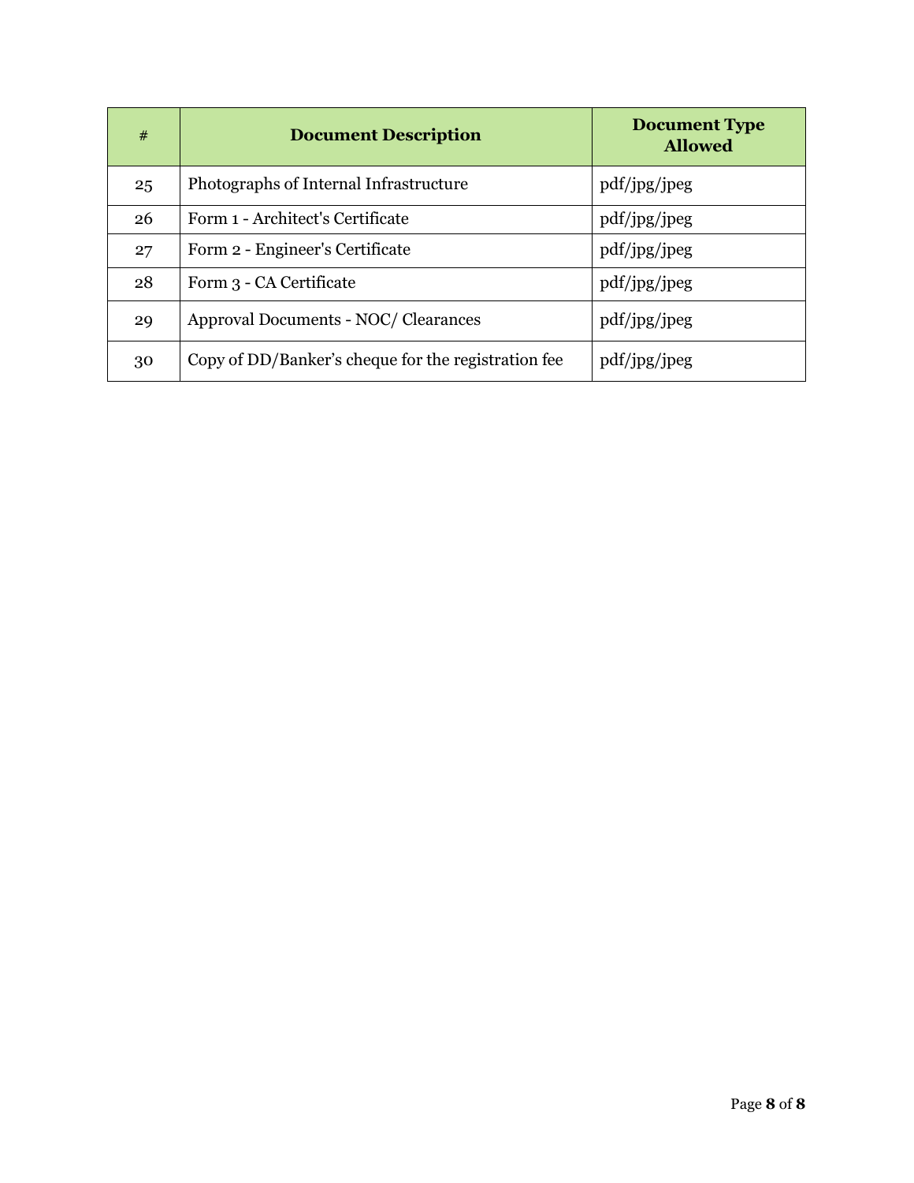| # | Document Description | Document Type Allowed |
|---|---|---|
| 25 | Photographs of Internal Infrastructure | pdf/jpg/jpeg |
| 26 | Form 1 - Architect's Certificate | pdf/jpg/jpeg |
| 27 | Form 2 - Engineer's Certificate | pdf/jpg/jpeg |
| 28 | Form 3 - CA Certificate | pdf/jpg/jpeg |
| 29 | Approval Documents - NOC/ Clearances | pdf/jpg/jpeg |
| 30 | Copy of DD/Banker's cheque for the registration fee | pdf/jpg/jpeg |